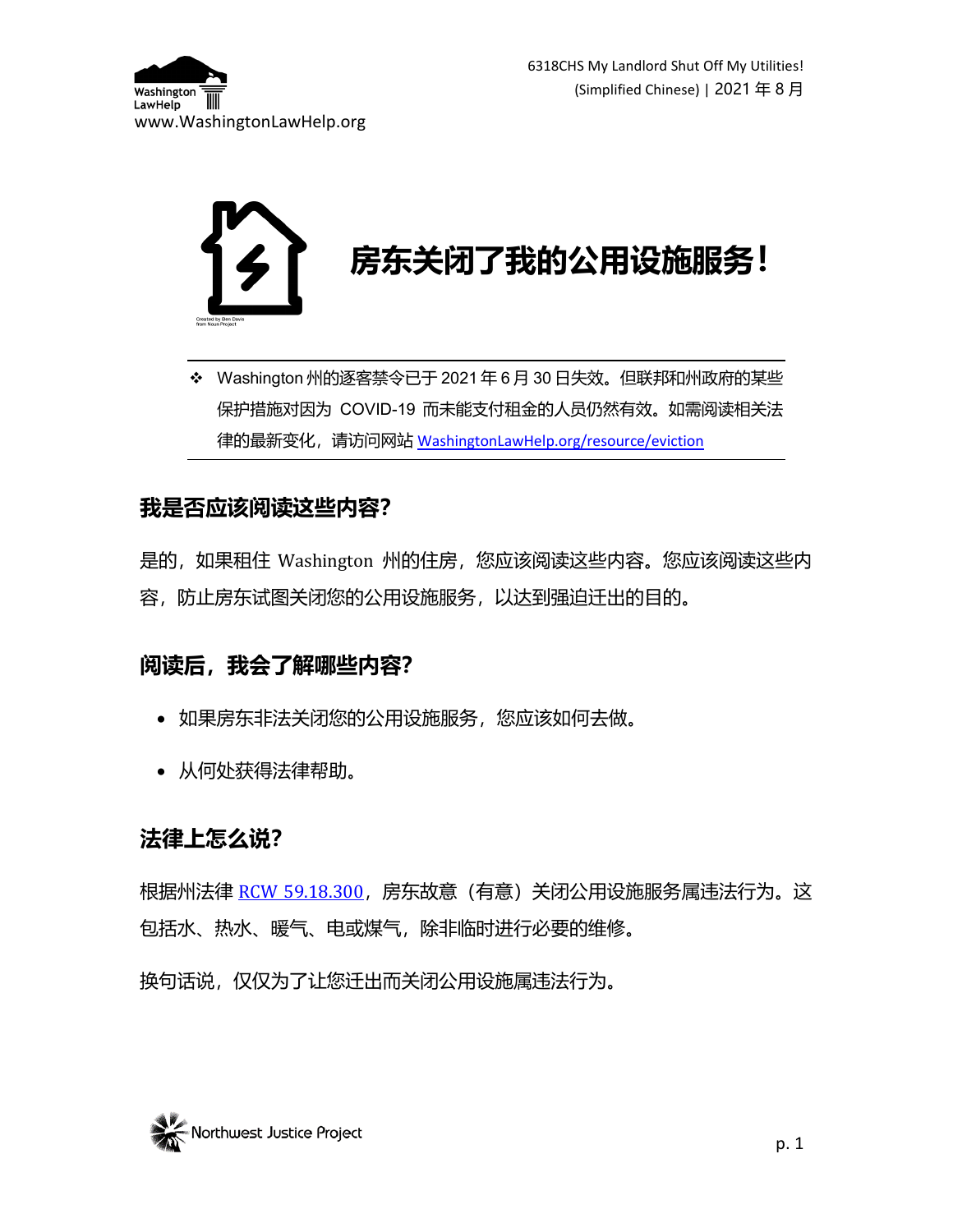6318CHS My Landlord Shut Off My Utilities! (Simplified Chinese) | 2021 年 8 月

# 房东关闭了我的公用设施服务！

- Washington 州的逐客禁令已于 2021 年 6 月 30 日失效。但联邦和州政府的某些保护措施对因为 COVID-19 而未能支付租金的人员仍然有效。如需阅读相关法律的最新变化，请访问网站 [WashingtonLawHelp.org/resource/eviction](https://WashingtonLawHelp.org/resource/eviction)

## 我是否应该阅读这些内容？

是的，如果租住 Washington 州的住房，您应该阅读这些内容。您应该阅读这些内容，防止房东试图关闭您的公用设施服务，以达到强迫迁出的目的。

## 阅读后，我会了解哪些内容？

- 如果房东非法关闭您的公用设施服务，您应该如何去做。
- 从何处获得法律帮助。

## 法律上怎么说？

根据州法律 RCW 59.18.300，房东故意（有意）关闭公用设施服务属违法行为。这包括水、热水、暖气、电或煤气，除非临时进行必要的维修。

换句话说，仅仅为了让您迁出而关闭公用设施属违法行为。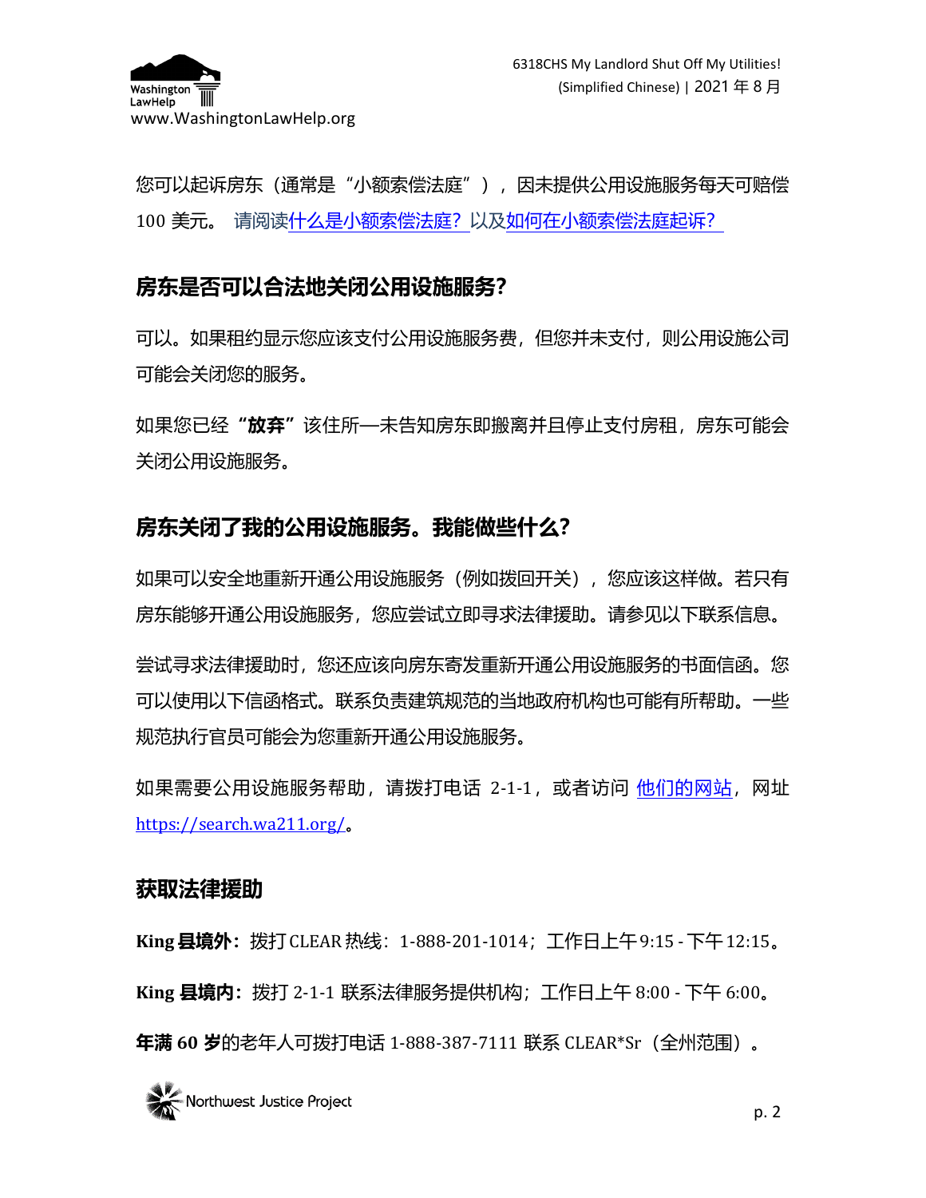您可以起诉房东（通常是“小额索偿法庭”），因未提供公用设施服务每天可赔偿 100 美元。 请阅读什么是小额索偿法庭？以及如何在小额索偿法庭起诉？

## 房东是否可以合法地关闭公用设施服务？

可以。如果租约显示您应该支付公用设施服务费，但您并未支付，则公用设施公司可能会关闭您的服务。

如果您已经**“放弃”**该住所—未告知房东即搬离并且停止支付房租，房东可能会关闭公用设施服务。

## 房东关闭了我的公用设施服务。我能做些什么？

如果可以安全地重新开通公用设施服务（例如拨回开关），您应该这样做。若只有房东能够开通公用设施服务，您应尝试立即寻求法律援助。请参见以下联系信息。

尝试寻求法律援助时，您还应该向房东寄发重新开通公用设施服务的书面信函。您可以使用以下信函格式。联系负责建筑规范的当地政府机构也可能有所帮助。一些规范执行官员可能会为您重新开通公用设施服务。

如果需要公用设施服务帮助，请拨打电话 2-1-1，或者访问 他们的网站，网址 https://search.wa211.org/。

## 获取法律援助

**King 县境外：**拨打 CLEAR 热线：1-888-201-1014；工作日上午 9:15 - 下午 12:15。

**King 县境内：**拨打 2-1-1 联系法律服务提供机构；工作日上午 8:00 - 下午 6:00。

**年满 60 岁**的老年人可拨打电话 1-888-387-7111 联系 CLEAR*Sr（全州范围）。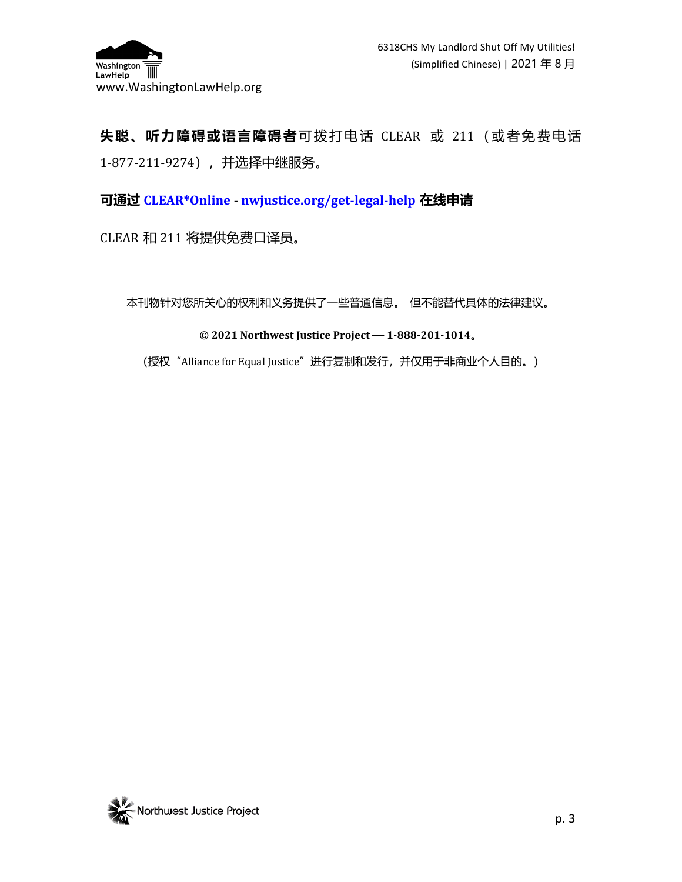**失聪、听力障碍或语言障碍者**可拨打电话 CLEAR 或 211（或者免费电话 1-877-211-9274），并选择中继服务。

**可通过 [CLEAR*Online](nwjustice.org/get-legal-help) - [nwjustice.org/get-legal-help](nwjustice.org/get-legal-help) 在线申请**

CLEAR 和 211 将提供免费口译员。

---

本刊物针对您所关心的权利和义务提供了一些普通信息。 但不能替代具体的法律建议。

**© 2021 Northwest Justice Project — 1-888-201-1014。**

（授权"Alliance for Equal Justice"进行复制和发行，并仅用于非商业个人目的。）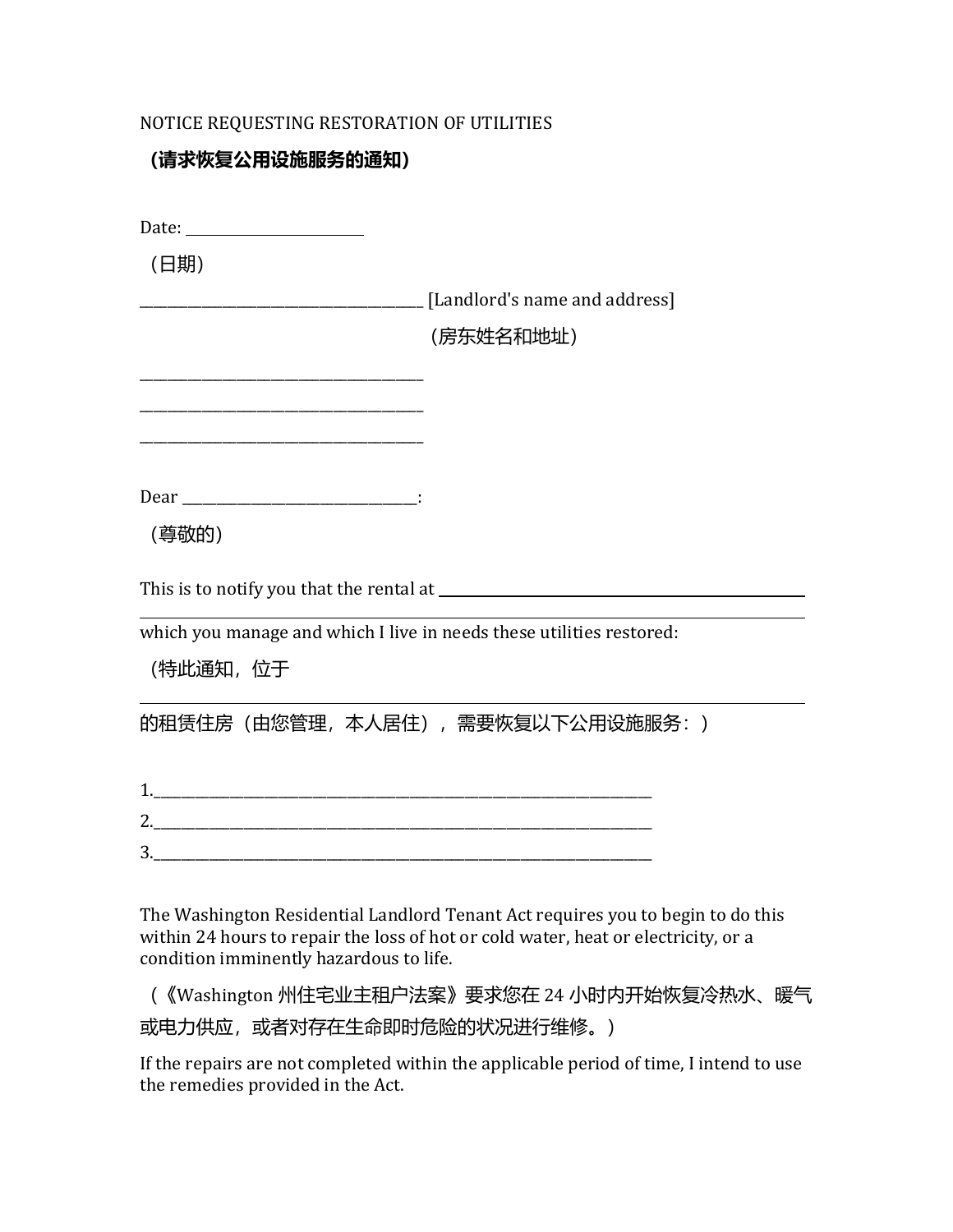NOTICE REQUESTING RESTORATION OF UTILITIES

**（请求恢复公用设施服务的通知）**

Date: ______________________

（日期）

____________________________________ [Landlord's name and address]

（房东姓名和地址）

____________________________________

____________________________________

____________________________________

Dear ______________________________:

（尊敬的）

This is to notify you that the rental at ____________________________________________

______________________________________________________________________

which you manage and which I live in needs these utilities restored:

（特此通知，位于

______________________________________________________________________

的租赁住房（由您管理，本人居住），需要恢复以下公用设施服务：）

1.____________________________________________________________________

2.____________________________________________________________________

3.____________________________________________________________________

The Washington Residential Landlord Tenant Act requires you to begin to do this within 24 hours to repair the loss of hot or cold water, heat or electricity, or a condition imminently hazardous to life.

（《Washington 州住宅业主租户法案》要求您在 24 小时内开始恢复冷热水、暖气或电力供应，或者对存在生命即时危险的状况进行维修。）

If the repairs are not completed within the applicable period of time, I intend to use the remedies provided in the Act.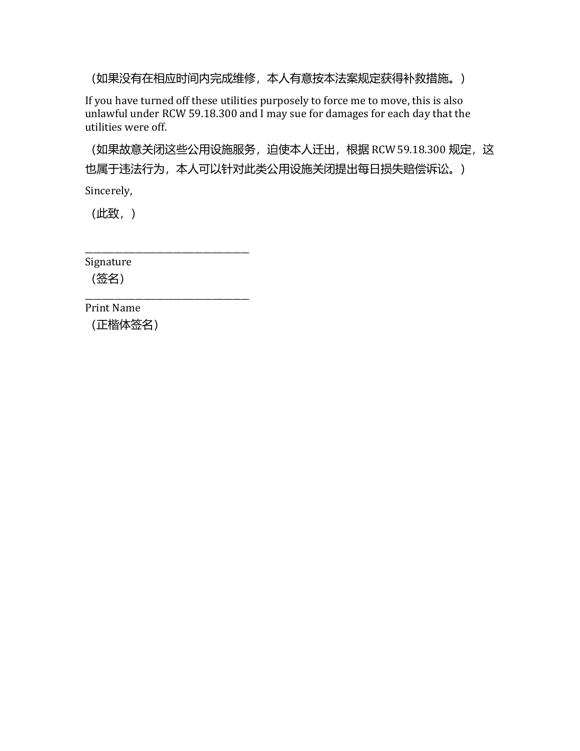（如果没有在相应时间内完成维修，本人有意按本法案规定获得补救措施。）

If you have turned off these utilities purposely to force me to move, this is also unlawful under RCW 59.18.300 and I may sue for damages for each day that the utilities were off.

（如果故意关闭这些公用设施服务，迫使本人迁出，根据 RCW 59.18.300 规定，这也属于违法行为，本人可以针对此类公用设施关闭提出每日损失赔偿诉讼。）

Sincerely,

（此致，）

\_\_\_\_\_\_\_\_\_\_\_\_\_\_\_\_\_\_\_\_\_\_\_\_\_\_\_\_\_\_\_\_\_\_\_\_

Signature

（签名）

\_\_\_\_\_\_\_\_\_\_\_\_\_\_\_\_\_\_\_\_\_\_\_\_\_\_\_\_\_\_\_\_\_\_\_\_

Print Name

（正楷体签名）